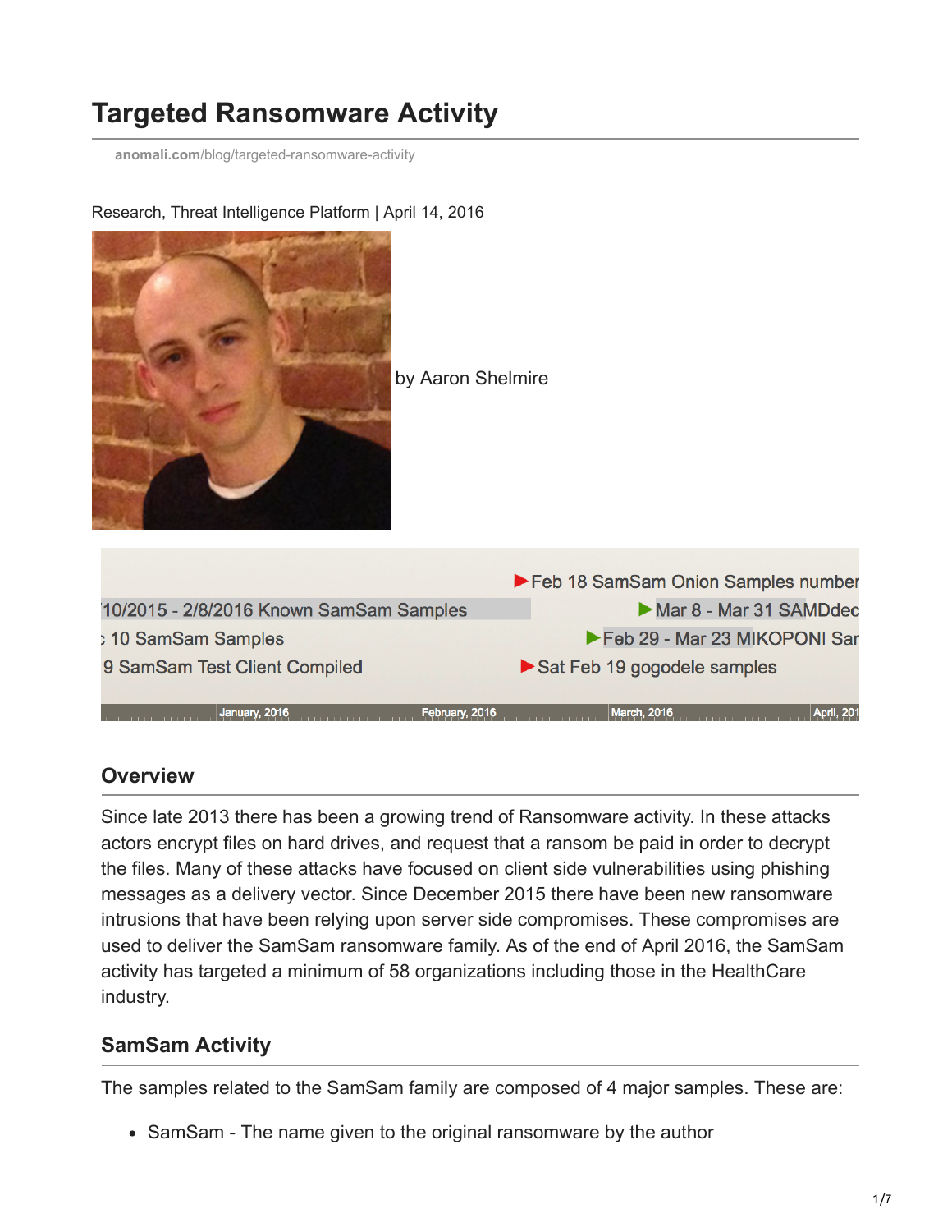# Targeted Ransomware Activity

anomali.com/blog/targeted-ransomware-activity

Research, Threat Intelligence Platform | April 14, 2016

by Aaron Shelmire

## Overview

Since late 2013 there has been a growing trend of Ransomware activity. In these attacks actors encrypt files on hard drives, and request that a ransom be paid in order to decrypt the files. Many of these attacks have focused on client side vulnerabilities using phishing messages as a delivery vector. Since December 2015 there have been new ransomware intrusions that have been relying upon server side compromises. These compromises are used to deliver the SamSam ransomware family. As of the end of April 2016, the SamSam activity has targeted a minimum of 58 organizations including those in the HealthCare industry.

## SamSam Activity

The samples related to the SamSam family are composed of 4 major samples. These are:

- SamSam - The name given to the original ransomware by the author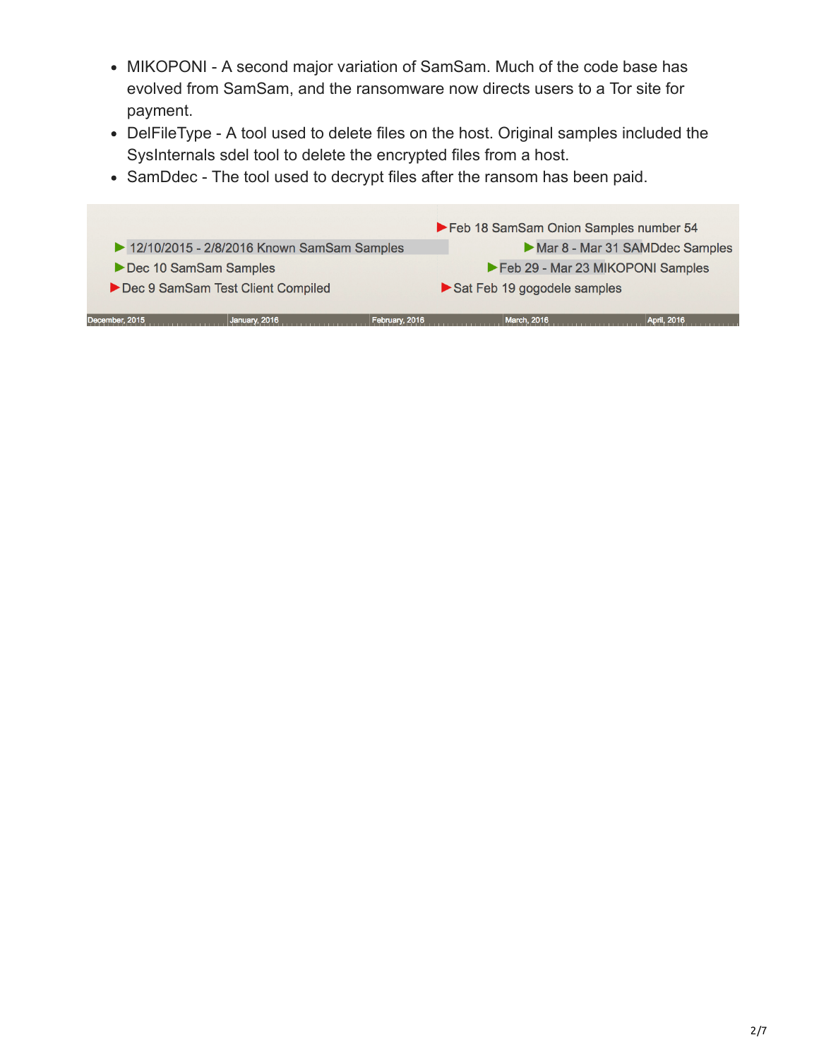- MIKOPONI - A second major variation of SamSam. Much of the code base has evolved from SamSam, and the ransomware now directs users to a Tor site for payment.
- DelFileType - A tool used to delete files on the host. Original samples included the SysInternals sdel tool to delete the encrypted files from a host.
- SamDdec - The tool used to decrypt files after the ransom has been paid.

Feb 18 SamSam Onion Samples number 54

12/10/2015 - 2/8/2016 Known SamSam Samples

Mar 8 - Mar 31 SAMDdec Samples

Dec 10 SamSam Samples

Feb 29 - Mar 23 MIKOPONI Samples

Dec 9 SamSam Test Client Compiled

Sat Feb 19 gogodele samples

December, 2015 | January, 2016 | February, 2016 | March, 2016 | April, 2016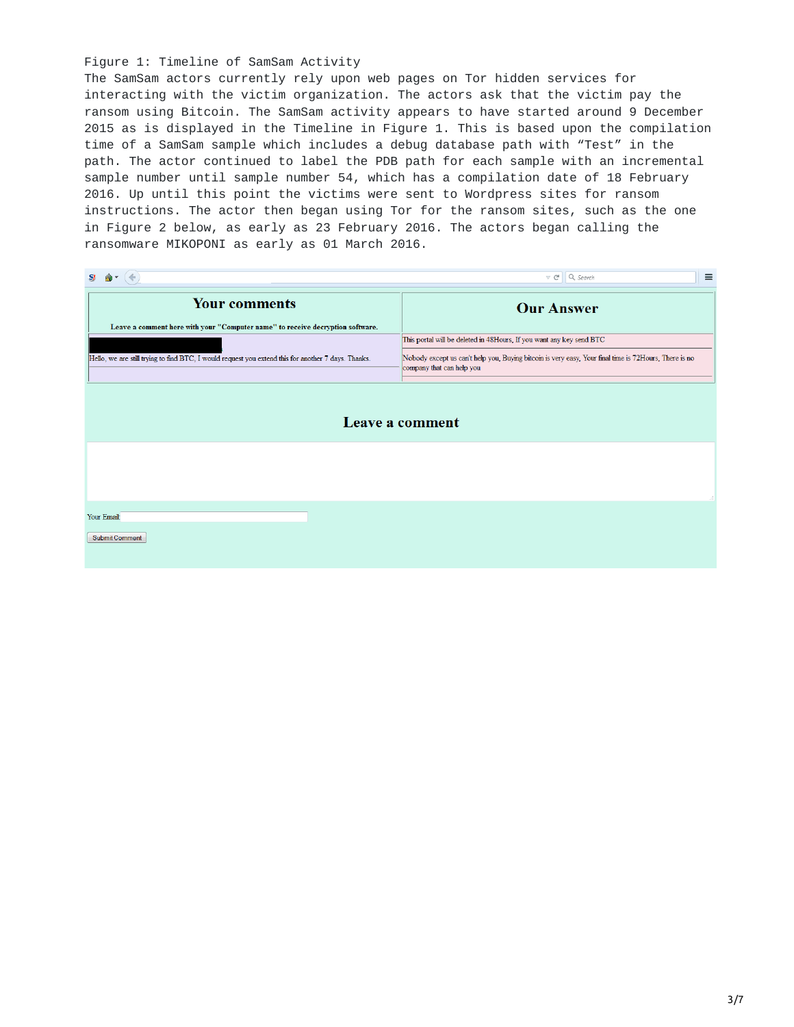Figure 1: Timeline of SamSam Activity

The SamSam actors currently rely upon web pages on Tor hidden services for interacting with the victim organization. The actors ask that the victim pay the ransom using Bitcoin. The SamSam activity appears to have started around 9 December 2015 as is displayed in the Timeline in Figure 1. This is based upon the compilation time of a SamSam sample which includes a debug database path with "Test" in the path. The actor continued to label the PDB path for each sample with an incremental sample number until sample number 54, which has a compilation date of 18 February 2016. Up until this point the victims were sent to Wordpress sites for ransom instructions. The actor then began using Tor for the ransom sites, such as the one in Figure 2 below, as early as 23 February 2016. The actors began calling the ransomware MIKOPONI as early as 01 March 2016.

| **Your comments** | **Our Answer** |
| --- | --- |
| Leave a comment here with your "Computer name" to receive decryption software. | |
| Hello, we are still trying to find BTC, I would request you extend this for another 7 days. Thanks. | This portal will be deleted in 48Hours, If you want any key send BTC |
| | Nobody except us can't help you, Buying bitcoin is very easy, Your final time is 72Hours, There is no company that can help you |

**Leave a comment**

Your Email:

Submit Comment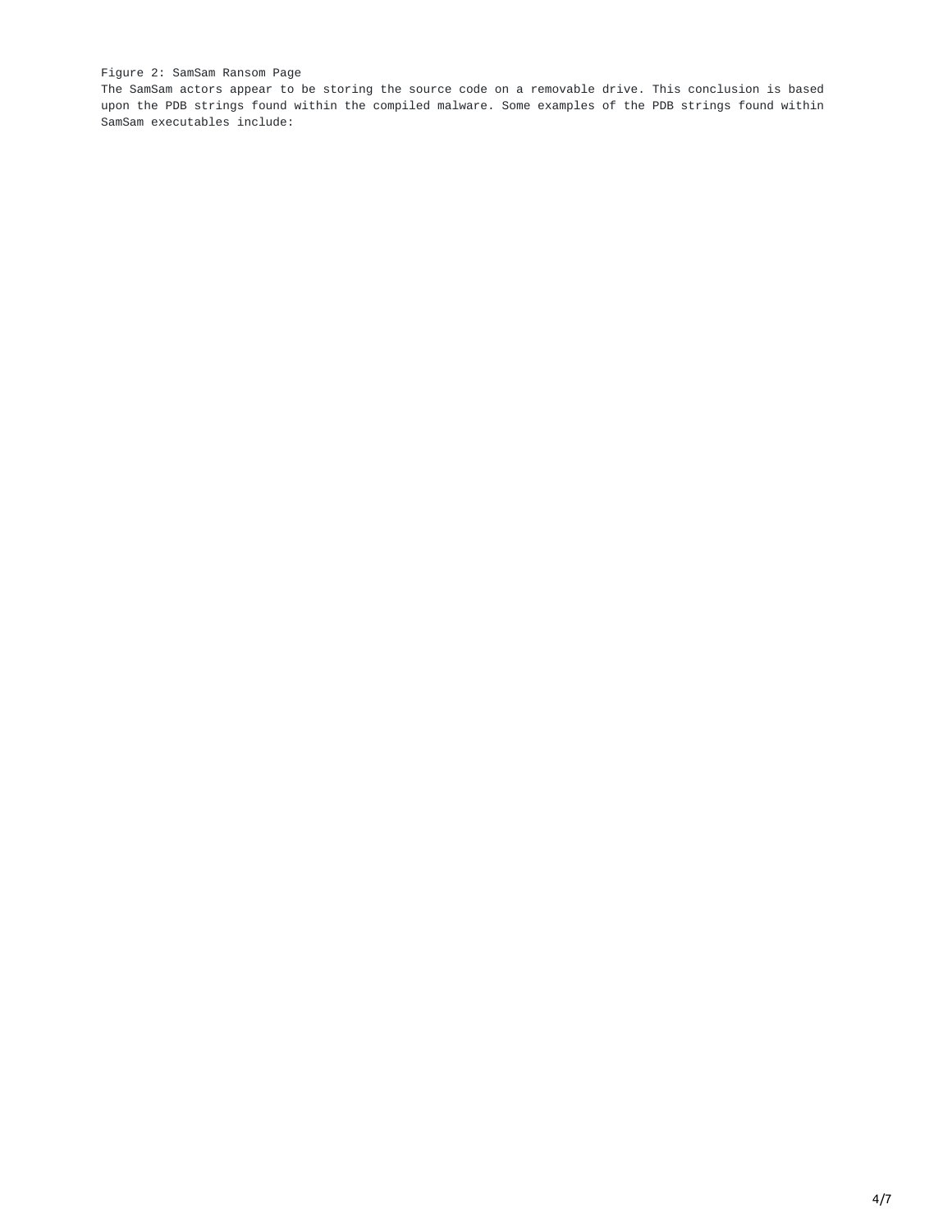Figure 2: SamSam Ransom Page

The SamSam actors appear to be storing the source code on a removable drive. This conclusion is based upon the PDB strings found within the compiled malware. Some examples of the PDB strings found within SamSam executables include: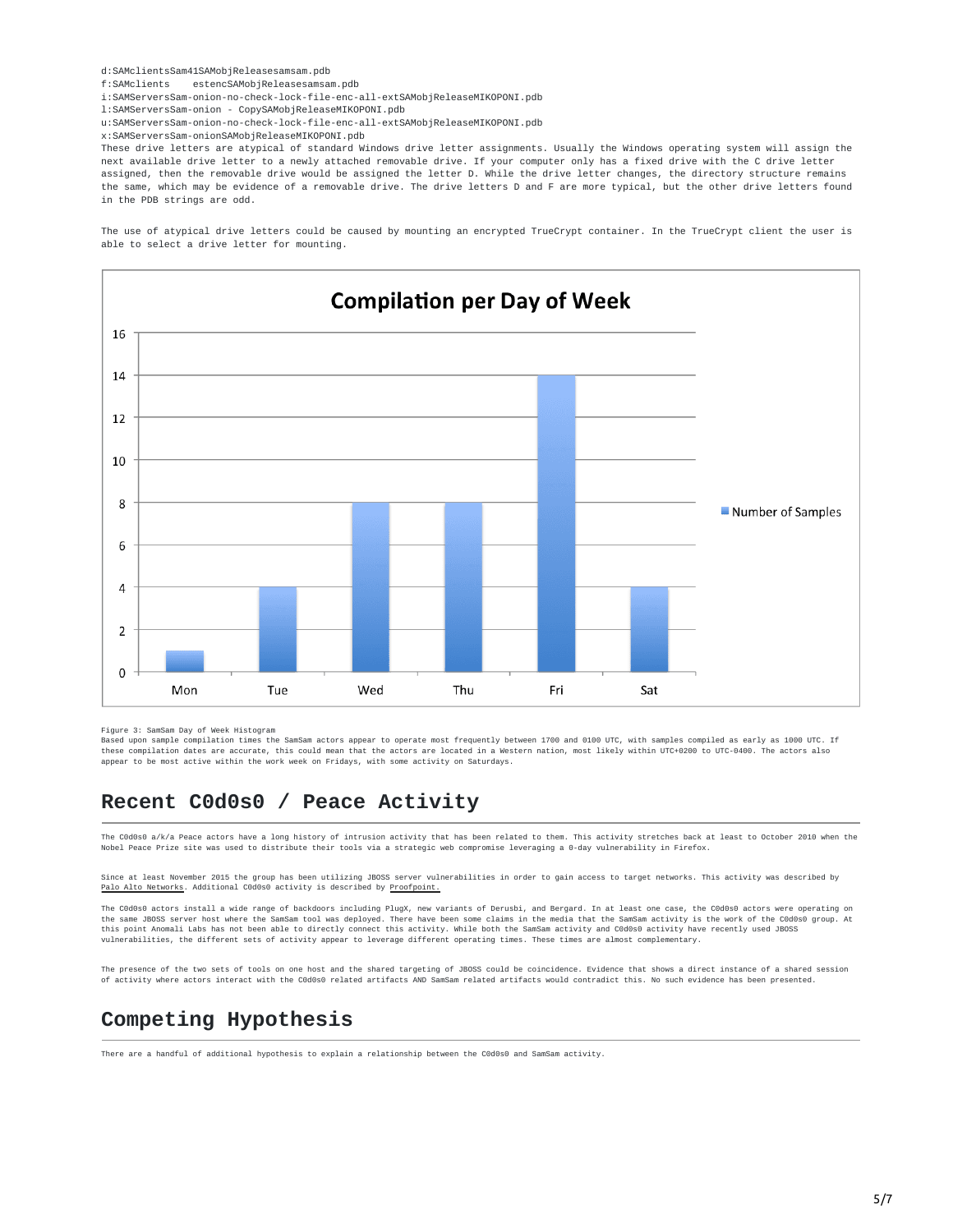```
d:SAMclientsSam41SAMobjReleasesamsam.pdb
f:SAMclients    estencSAMobjReleasesamsam.pdb
i:SAMServersSam-onion-no-check-lock-file-enc-all-extSAMobjReleaseMIKOPONI.pdb
l:SAMServersSam-onion - CopySAMobjReleaseMIKOPONI.pdb
u:SAMServersSam-onion-no-check-lock-file-enc-all-extSAMobjReleaseMIKOPONI.pdb
x:SAMServersSam-onionSAMobjReleaseMIKOPONI.pdb
```

These drive letters are atypical of standard Windows drive letter assignments. Usually the Windows operating system will assign the next available drive letter to a newly attached removable drive. If your computer only has a fixed drive with the C drive letter assigned, then the removable drive would be assigned the letter D. While the drive letter changes, the directory structure remains the same, which may be evidence of a removable drive. The drive letters D and F are more typical, but the other drive letters found in the PDB strings are odd.

The use of atypical drive letters could be caused by mounting an encrypted TrueCrypt container. In the TrueCrypt client the user is able to select a drive letter for mounting.

**Compilation per Day of Week**

| Day | Number of Samples |
|---|---|
| Mon | 1 |
| Tue | 4 |
| Wed | 8 |
| Thu | 8 |
| Fri | 14 |
| Sat | 4 |

Figure 3: SamSam Day of Week Histogram

Based upon sample compilation times the SamSam actors appear to operate most frequently between 1700 and 0100 UTC, with samples compiled as early as 1000 UTC. If these compilation dates are accurate, this could mean that the actors are located in a Western nation, most likely within UTC+0200 to UTC-0400. The actors also appear to be most active within the work week on Fridays, with some activity on Saturdays.

## Recent C0d0s0 / Peace Activity

The C0d0s0 a/k/a Peace actors have a long history of intrusion activity that has been related to them. This activity stretches back at least to October 2010 when the Nobel Peace Prize site was used to distribute their tools via a strategic web compromise leveraging a 0-day vulnerability in Firefox.

Since at least November 2015 the group has been utilizing JBOSS server vulnerabilities in order to gain access to target networks. This activity was described by Palo Alto Networks. Additional C0d0s0 activity is described by Proofpoint.

The C0d0s0 actors install a wide range of backdoors including PlugX, new variants of Derusbi, and Bergard. In at least one case, the C0d0s0 actors were operating on the same JBOSS server host where the SamSam tool was deployed. There have been some claims in the media that the SamSam activity is the work of the C0d0s0 group. At this point Anomali Labs has not been able to directly connect this activity. While both the SamSam activity and C0d0s0 activity have recently used JBOSS vulnerabilities, the different sets of activity appear to leverage different operating times. These times are almost complementary.

The presence of the two sets of tools on one host and the shared targeting of JBOSS could be coincidence. Evidence that shows a direct instance of a shared session of activity where actors interact with the C0d0s0 related artifacts AND SamSam related artifacts would contradict this. No such evidence has been presented.

## Competing Hypothesis

There are a handful of additional hypothesis to explain a relationship between the C0d0s0 and SamSam activity.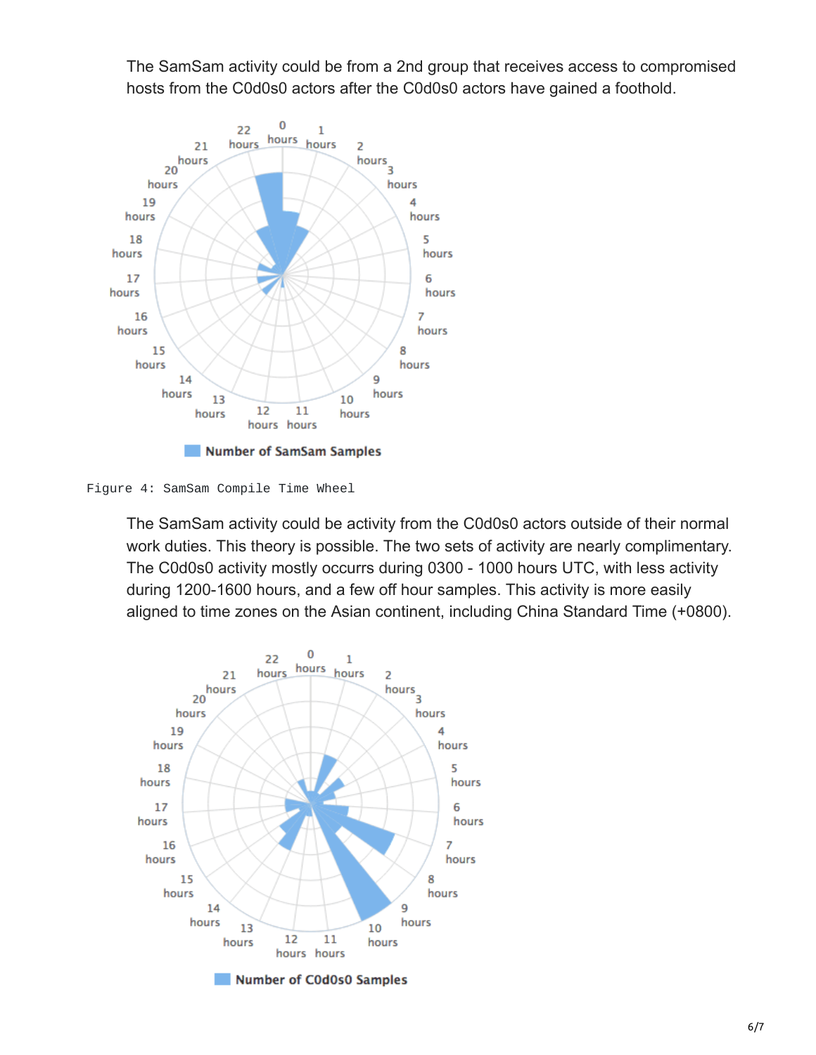The SamSam activity could be from a 2nd group that receives access to compromised hosts from the C0d0s0 actors after the C0d0s0 actors have gained a foothold.

Figure 4: SamSam Compile Time Wheel

The SamSam activity could be activity from the C0d0s0 actors outside of their normal work duties. This theory is possible. The two sets of activity are nearly complimentary. The C0d0s0 activity mostly occurrs during 0300 - 1000 hours UTC, with less activity during 1200-1600 hours, and a few off hour samples. This activity is more easily aligned to time zones on the Asian continent, including China Standard Time (+0800).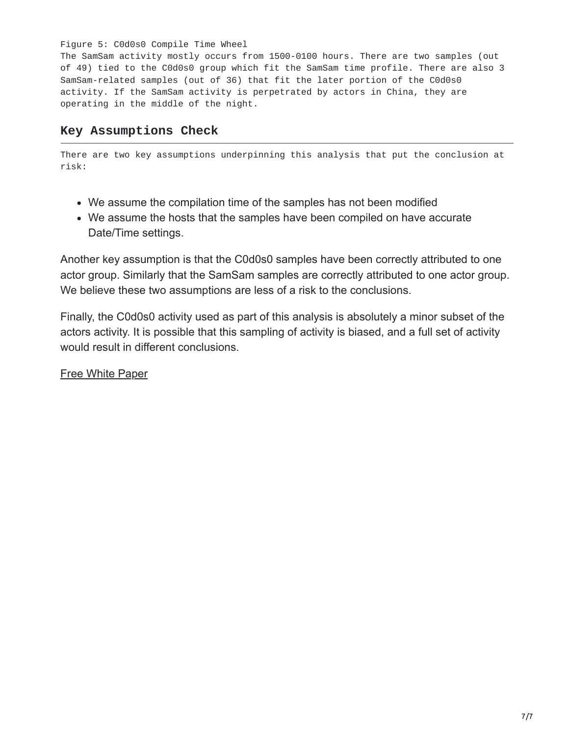Figure 5: C0d0s0 Compile Time Wheel

The SamSam activity mostly occurs from 1500-0100 hours. There are two samples (out of 49) tied to the C0d0s0 group which fit the SamSam time profile. There are also 3 SamSam-related samples (out of 36) that fit the later portion of the C0d0s0 activity. If the SamSam activity is perpetrated by actors in China, they are operating in the middle of the night.

## Key Assumptions Check

There are two key assumptions underpinning this analysis that put the conclusion at risk:

- We assume the compilation time of the samples has not been modified
- We assume the hosts that the samples have been compiled on have accurate Date/Time settings.

Another key assumption is that the C0d0s0 samples have been correctly attributed to one actor group. Similarly that the SamSam samples are correctly attributed to one actor group. We believe these two assumptions are less of a risk to the conclusions.

Finally, the C0d0s0 activity used as part of this analysis is absolutely a minor subset of the actors activity. It is possible that this sampling of activity is biased, and a full set of activity would result in different conclusions.

Free White Paper